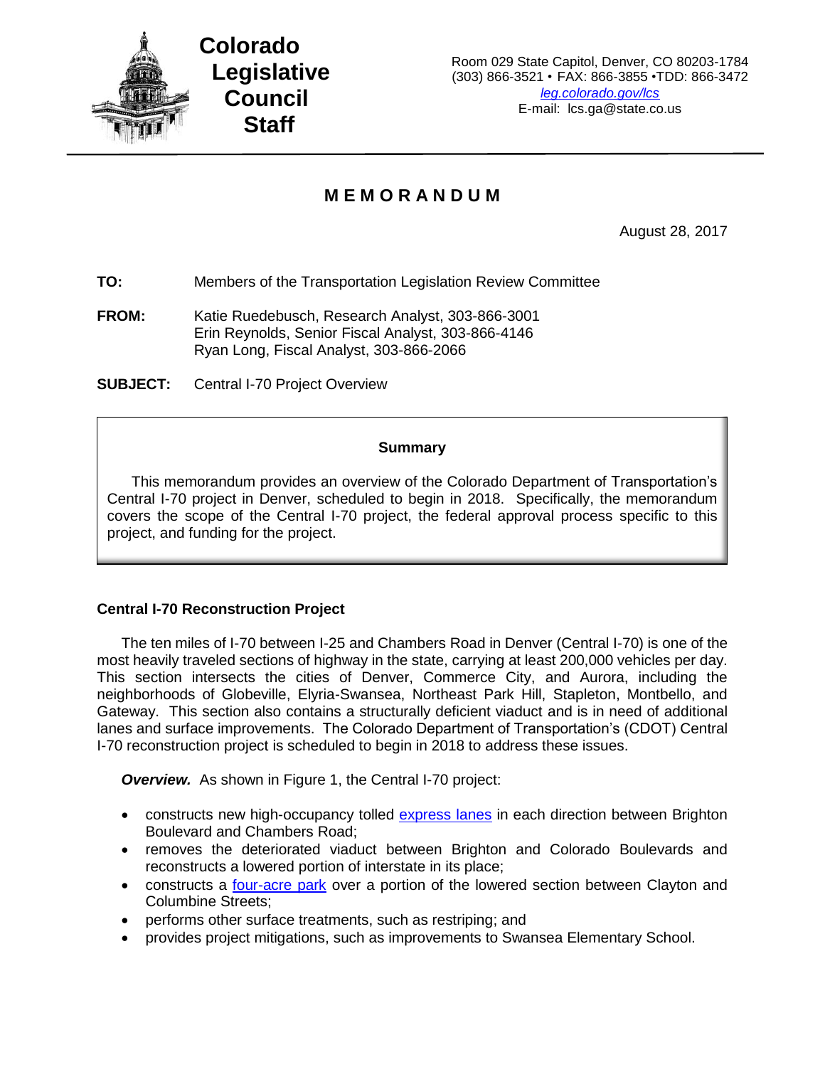# Colorado Legislative Council Staff

Room 029 State Capitol, Denver, CO 80203-1784
(303) 866-3521 • FAX: 866-3855 •TDD: 866-3472
*leg.colorado.gov/lcs*
E-mail: lcs.ga@state.co.us

## MEMORANDUM

August 28, 2017

**TO:** Members of the Transportation Legislation Review Committee

**FROM:** Katie Ruedebusch, Research Analyst, 303-866-3001
Erin Reynolds, Senior Fiscal Analyst, 303-866-4146
Ryan Long, Fiscal Analyst, 303-866-2066

**SUBJECT:** Central I-70 Project Overview

**Summary**

This memorandum provides an overview of the Colorado Department of Transportation's Central I-70 project in Denver, scheduled to begin in 2018. Specifically, the memorandum covers the scope of the Central I-70 project, the federal approval process specific to this project, and funding for the project.

### Central I-70 Reconstruction Project

The ten miles of I-70 between I-25 and Chambers Road in Denver (Central I-70) is one of the most heavily traveled sections of highway in the state, carrying at least 200,000 vehicles per day. This section intersects the cities of Denver, Commerce City, and Aurora, including the neighborhoods of Globeville, Elyria-Swansea, Northeast Park Hill, Stapleton, Montbello, and Gateway. This section also contains a structurally deficient viaduct and is in need of additional lanes and surface improvements. The Colorado Department of Transportation's (CDOT) Central I-70 reconstruction project is scheduled to begin in 2018 to address these issues.

***Overview.*** As shown in Figure 1, the Central I-70 project:

- constructs new high-occupancy tolled express lanes in each direction between Brighton Boulevard and Chambers Road;
- removes the deteriorated viaduct between Brighton and Colorado Boulevards and reconstructs a lowered portion of interstate in its place;
- constructs a four-acre park over a portion of the lowered section between Clayton and Columbine Streets;
- performs other surface treatments, such as restriping; and
- provides project mitigations, such as improvements to Swansea Elementary School.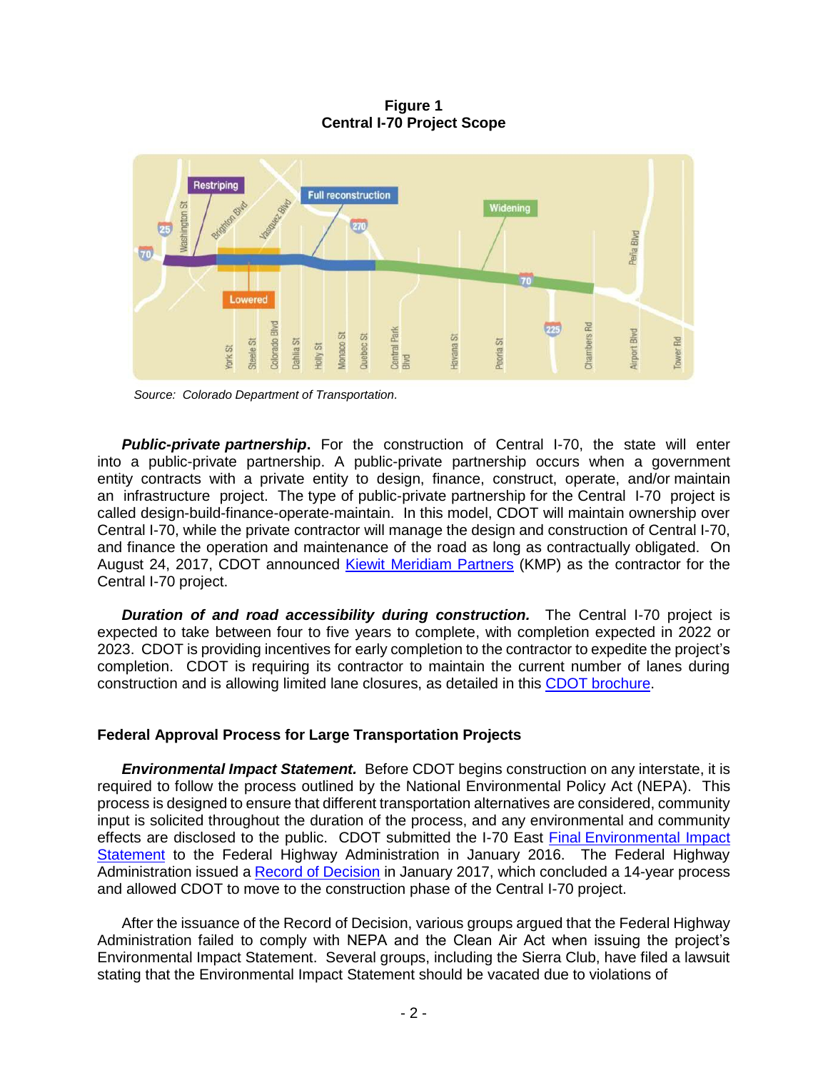**Figure 1**
**Central I-70 Project Scope**

*Source: Colorado Department of Transportation.*

***Public-private partnership*.** For the construction of Central I-70, the state will enter into a public-private partnership. A public-private partnership occurs when a government entity contracts with a private entity to design, finance, construct, operate, and/or maintain an infrastructure project. The type of public-private partnership for the Central I-70 project is called design-build-finance-operate-maintain. In this model, CDOT will maintain ownership over Central I-70, while the private contractor will manage the design and construction of Central I-70, and finance the operation and maintenance of the road as long as contractually obligated. On August 24, 2017, CDOT announced Kiewit Meridiam Partners (KMP) as the contractor for the Central I-70 project.

***Duration of and road accessibility during construction.*** The Central I-70 project is expected to take between four to five years to complete, with completion expected in 2022 or 2023. CDOT is providing incentives for early completion to the contractor to expedite the project's completion. CDOT is requiring its contractor to maintain the current number of lanes during construction and is allowing limited lane closures, as detailed in this CDOT brochure.

## Federal Approval Process for Large Transportation Projects

***Environmental Impact Statement.*** Before CDOT begins construction on any interstate, it is required to follow the process outlined by the National Environmental Policy Act (NEPA). This process is designed to ensure that different transportation alternatives are considered, community input is solicited throughout the duration of the process, and any environmental and community effects are disclosed to the public. CDOT submitted the I-70 East Final Environmental Impact Statement to the Federal Highway Administration in January 2016. The Federal Highway Administration issued a Record of Decision in January 2017, which concluded a 14-year process and allowed CDOT to move to the construction phase of the Central I-70 project.

After the issuance of the Record of Decision, various groups argued that the Federal Highway Administration failed to comply with NEPA and the Clean Air Act when issuing the project's Environmental Impact Statement. Several groups, including the Sierra Club, have filed a lawsuit stating that the Environmental Impact Statement should be vacated due to violations of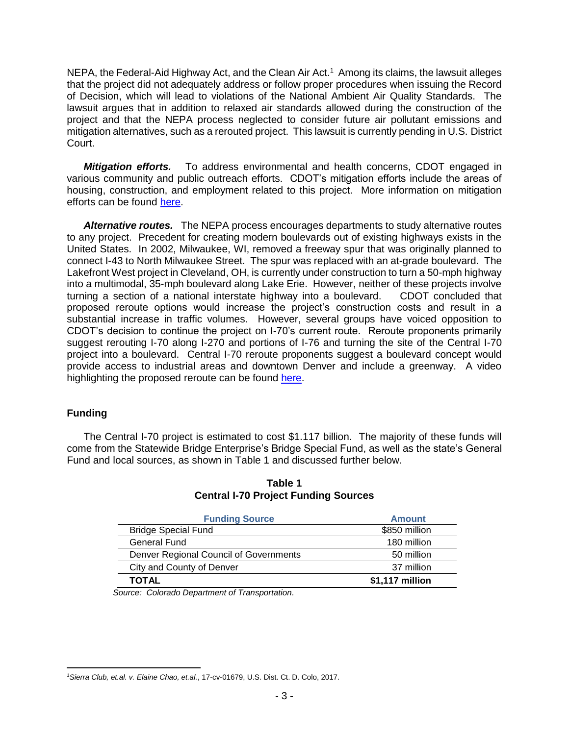NEPA, the Federal-Aid Highway Act, and the Clean Air Act.[1] Among its claims, the lawsuit alleges that the project did not adequately address or follow proper procedures when issuing the Record of Decision, which will lead to violations of the National Ambient Air Quality Standards. The lawsuit argues that in addition to relaxed air standards allowed during the construction of the project and that the NEPA process neglected to consider future air pollutant emissions and mitigation alternatives, such as a rerouted project. This lawsuit is currently pending in U.S. District Court.

***Mitigation efforts.*** To address environmental and health concerns, CDOT engaged in various community and public outreach efforts. CDOT's mitigation efforts include the areas of housing, construction, and employment related to this project. More information on mitigation efforts can be found here.

***Alternative routes.*** The NEPA process encourages departments to study alternative routes to any project. Precedent for creating modern boulevards out of existing highways exists in the United States. In 2002, Milwaukee, WI, removed a freeway spur that was originally planned to connect I-43 to North Milwaukee Street. The spur was replaced with an at-grade boulevard. The Lakefront West project in Cleveland, OH, is currently under construction to turn a 50-mph highway into a multimodal, 35-mph boulevard along Lake Erie. However, neither of these projects involve turning a section of a national interstate highway into a boulevard. CDOT concluded that proposed reroute options would increase the project's construction costs and result in a substantial increase in traffic volumes. However, several groups have voiced opposition to CDOT's decision to continue the project on I-70's current route. Reroute proponents primarily suggest rerouting I-70 along I-270 and portions of I-76 and turning the site of the Central I-70 project into a boulevard. Central I-70 reroute proponents suggest a boulevard concept would provide access to industrial areas and downtown Denver and include a greenway. A video highlighting the proposed reroute can be found here.

## Funding

The Central I-70 project is estimated to cost $1.117 billion. The majority of these funds will come from the Statewide Bridge Enterprise's Bridge Special Fund, as well as the state's General Fund and local sources, as shown in Table 1 and discussed further below.

**Table 1**
**Central I-70 Project Funding Sources**

| Funding Source | Amount |
|---|---|
| Bridge Special Fund | $850 million |
| General Fund | 180 million |
| Denver Regional Council of Governments | 50 million |
| City and County of Denver | 37 million |
| **TOTAL** | **$1,117 million** |

*Source: Colorado Department of Transportation.*

[1] *Sierra Club, et.al. v. Elaine Chao, et.al.*, 17-cv-01679, U.S. Dist. Ct. D. Colo, 2017.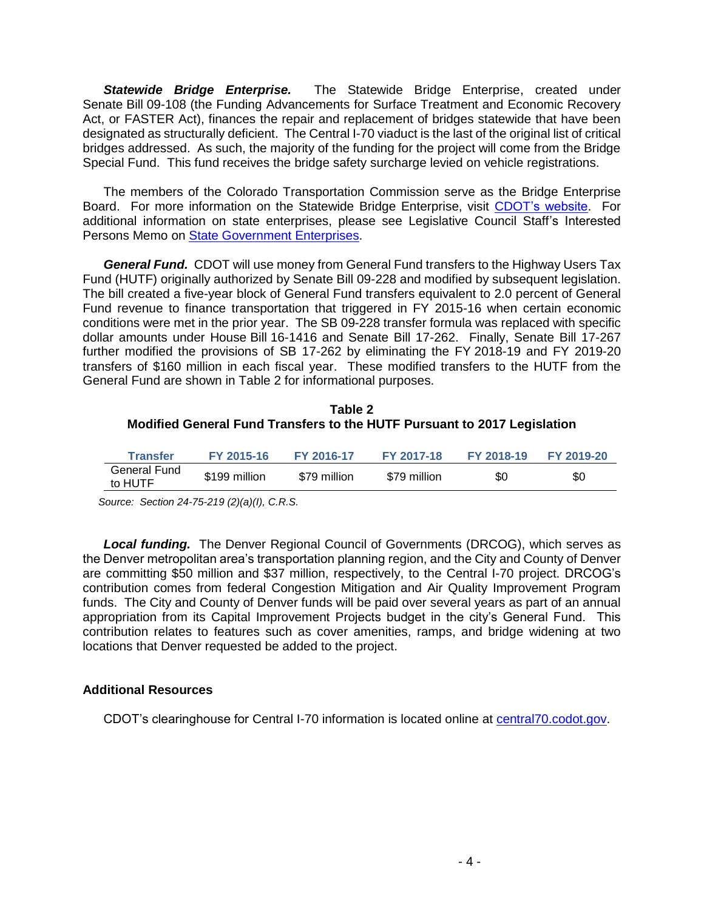***Statewide Bridge Enterprise.*** The Statewide Bridge Enterprise, created under Senate Bill 09-108 (the Funding Advancements for Surface Treatment and Economic Recovery Act, or FASTER Act), finances the repair and replacement of bridges statewide that have been designated as structurally deficient. The Central I-70 viaduct is the last of the original list of critical bridges addressed. As such, the majority of the funding for the project will come from the Bridge Special Fund. This fund receives the bridge safety surcharge levied on vehicle registrations.

The members of the Colorado Transportation Commission serve as the Bridge Enterprise Board. For more information on the Statewide Bridge Enterprise, visit [CDOT's website](). For additional information on state enterprises, please see Legislative Council Staff's Interested Persons Memo on [State Government Enterprises]().

***General Fund.*** CDOT will use money from General Fund transfers to the Highway Users Tax Fund (HUTF) originally authorized by Senate Bill 09-228 and modified by subsequent legislation. The bill created a five-year block of General Fund transfers equivalent to 2.0 percent of General Fund revenue to finance transportation that triggered in FY 2015-16 when certain economic conditions were met in the prior year. The SB 09-228 transfer formula was replaced with specific dollar amounts under House Bill 16-1416 and Senate Bill 17-262. Finally, Senate Bill 17-267 further modified the provisions of SB 17-262 by eliminating the FY 2018-19 and FY 2019-20 transfers of $160 million in each fiscal year. These modified transfers to the HUTF from the General Fund are shown in Table 2 for informational purposes.

**Table 2**
**Modified General Fund Transfers to the HUTF Pursuant to 2017 Legislation**

| Transfer | FY 2015-16 | FY 2016-17 | FY 2017-18 | FY 2018-19 | FY 2019-20 |
|---|---|---|---|---|---|
| General Fund to HUTF | $199 million | $79 million | $79 million | $0 | $0 |

*Source: Section 24-75-219 (2)(a)(I), C.R.S.*

***Local funding.*** The Denver Regional Council of Governments (DRCOG), which serves as the Denver metropolitan area's transportation planning region, and the City and County of Denver are committing $50 million and $37 million, respectively, to the Central I-70 project. DRCOG's contribution comes from federal Congestion Mitigation and Air Quality Improvement Program funds. The City and County of Denver funds will be paid over several years as part of an annual appropriation from its Capital Improvement Projects budget in the city's General Fund. This contribution relates to features such as cover amenities, ramps, and bridge widening at two locations that Denver requested be added to the project.

### Additional Resources

CDOT's clearinghouse for Central I-70 information is located online at [central70.codot.gov]().